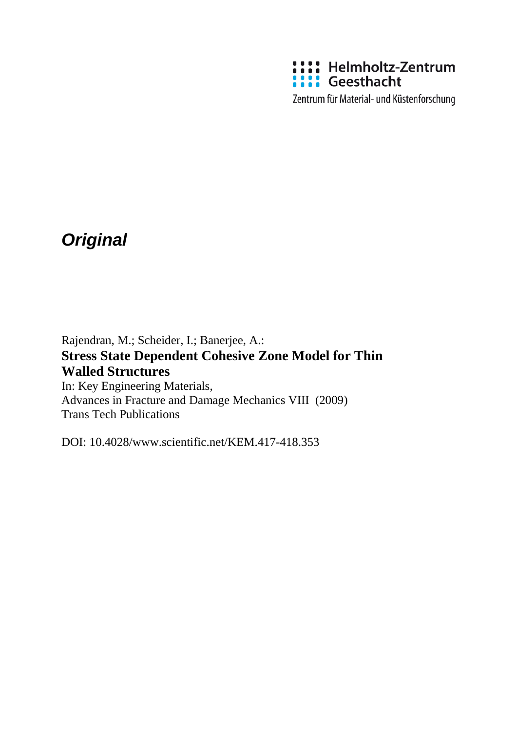Helmholtz-Zentrum Geesthacht

Zentrum für Material- und Küstenforschung

***Original***

Rajendran, M.; Scheider, I.; Banerjee, A.:

**Stress State Dependent Cohesive Zone Model for Thin Walled Structures**

In: Key Engineering Materials,
Advances in Fracture and Damage Mechanics VIII (2009)
Trans Tech Publications

DOI: 10.4028/www.scientific.net/KEM.417-418.353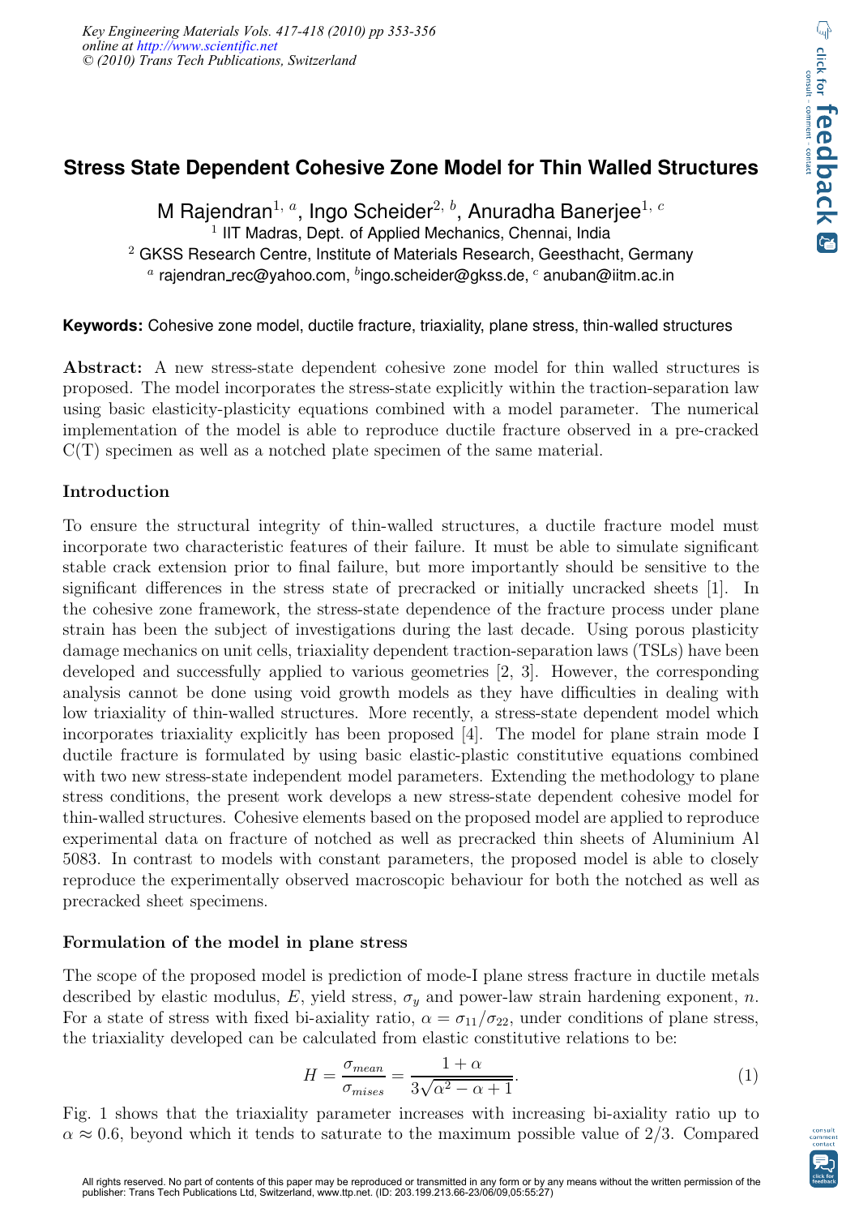# Stress State Dependent Cohesive Zone Model for Thin Walled Structures

M Rajendran[1, a], Ingo Scheider[2, b], Anuradha Banerjee[1, c]

[1] IIT Madras, Dept. of Applied Mechanics, Chennai, India

[2] GKSS Research Centre, Institute of Materials Research, Geesthacht, Germany

[a] rajendran_rec@yahoo.com, [b]ingo.scheider@gkss.de, [c] anuban@iitm.ac.in

**Keywords:** Cohesive zone model, ductile fracture, triaxiality, plane stress, thin-walled structures

**Abstract:** A new stress-state dependent cohesive zone model for thin walled structures is proposed. The model incorporates the stress-state explicitly within the traction-separation law using basic elasticity-plasticity equations combined with a model parameter. The numerical implementation of the model is able to reproduce ductile fracture observed in a pre-cracked C(T) specimen as well as a notched plate specimen of the same material.

## Introduction

To ensure the structural integrity of thin-walled structures, a ductile fracture model must incorporate two characteristic features of their failure. It must be able to simulate significant stable crack extension prior to final failure, but more importantly should be sensitive to the significant differences in the stress state of precracked or initially uncracked sheets [1]. In the cohesive zone framework, the stress-state dependence of the fracture process under plane strain has been the subject of investigations during the last decade. Using porous plasticity damage mechanics on unit cells, triaxiality dependent traction-separation laws (TSLs) have been developed and successfully applied to various geometries [2, 3]. However, the corresponding analysis cannot be done using void growth models as they have difficulties in dealing with low triaxiality of thin-walled structures. More recently, a stress-state dependent model which incorporates triaxiality explicitly has been proposed [4]. The model for plane strain mode I ductile fracture is formulated by using basic elastic-plastic constitutive equations combined with two new stress-state independent model parameters. Extending the methodology to plane stress conditions, the present work develops a new stress-state dependent cohesive model for thin-walled structures. Cohesive elements based on the proposed model are applied to reproduce experimental data on fracture of notched as well as precracked thin sheets of Aluminium Al 5083. In contrast to models with constant parameters, the proposed model is able to closely reproduce the experimentally observed macroscopic behaviour for both the notched as well as precracked sheet specimens.

## Formulation of the model in plane stress

The scope of the proposed model is prediction of mode-I plane stress fracture in ductile metals described by elastic modulus, $E$, yield stress, $\sigma_y$ and power-law strain hardening exponent, $n$. For a state of stress with fixed bi-axiality ratio, $\alpha = \sigma_{11}/\sigma_{22}$, under conditions of plane stress, the triaxiality developed can be calculated from elastic constitutive relations to be:

$$H = \frac{\sigma_{mean}}{\sigma_{mises}} = \frac{1+\alpha}{3\sqrt{\alpha^2 - \alpha + 1}}. \tag{1}$$

Fig. 1 shows that the triaxiality parameter increases with increasing bi-axiality ratio up to $\alpha \approx 0.6$, beyond which it tends to saturate to the maximum possible value of 2/3. Compared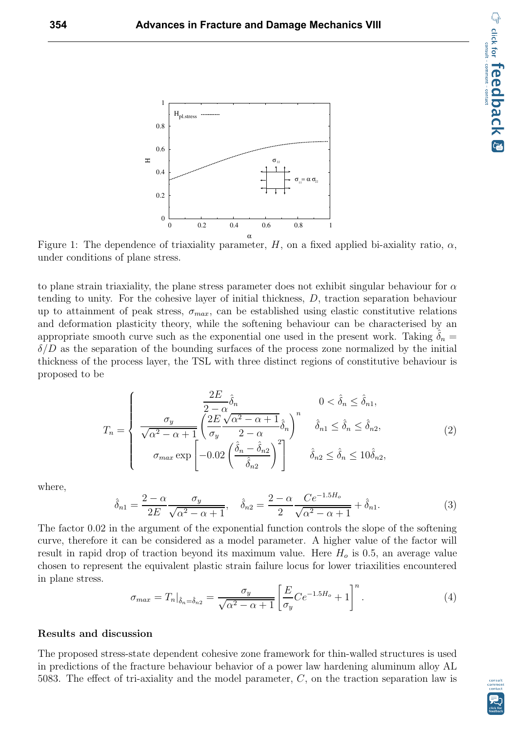Figure 1: The dependence of triaxiality parameter, $H$, on a fixed applied bi-axiality ratio, $\alpha$, under conditions of plane stress.

to plane strain triaxiality, the plane stress parameter does not exhibit singular behaviour for $\alpha$ tending to unity. For the cohesive layer of initial thickness, $D$, traction separation behaviour up to attainment of peak stress, $\sigma_{max}$, can be established using elastic constitutive relations and deformation plasticity theory, while the softening behaviour can be characterised by an appropriate smooth curve such as the exponential one used in the present work. Taking $\hat{\delta}_n = \delta/D$ as the separation of the bounding surfaces of the process zone normalized by the initial thickness of the process layer, the TSL with three distinct regions of constitutive behaviour is proposed to be

$$
T_n = \begin{cases} \dfrac{2E}{2-\alpha}\hat{\delta}_n & 0 < \hat{\delta}_n \leq \hat{\delta}_{n1}, \\ \dfrac{\sigma_y}{\sqrt{\alpha^2-\alpha+1}}\left(\dfrac{2E}{\sigma_y}\dfrac{\sqrt{\alpha^2-\alpha+1}}{2-\alpha}\hat{\delta}_n\right)^n & \hat{\delta}_{n1} \leq \hat{\delta}_n \leq \hat{\delta}_{n2}, \\ \sigma_{max}\exp\left[-0.02\left(\dfrac{\hat{\delta}_n - \hat{\delta}_{n2}}{\hat{\delta}_{n2}}\right)^2\right] & \hat{\delta}_{n2} \leq \hat{\delta}_n \leq 10\hat{\delta}_{n2}, \end{cases} \tag{2}
$$

where,

$$
\hat{\delta}_{n1} = \frac{2-\alpha}{2E}\frac{\sigma_y}{\sqrt{\alpha^2-\alpha+1}}, \quad \hat{\delta}_{n2} = \frac{2-\alpha}{2}\frac{Ce^{-1.5H_o}}{\sqrt{\alpha^2-\alpha+1}} + \hat{\delta}_{n1}. \tag{3}
$$

The factor 0.02 in the argument of the exponential function controls the slope of the softening curve, therefore it can be considered as a model parameter. A higher value of the factor will result in rapid drop of traction beyond its maximum value. Here $H_o$ is 0.5, an average value chosen to represent the equivalent plastic strain failure locus for lower triaxilities encountered in plane stress.

$$
\sigma_{max} = T_n|_{\hat{\delta}_n = \hat{\delta}_{n2}} = \frac{\sigma_y}{\sqrt{\alpha^2-\alpha+1}}\left[\frac{E}{\sigma_y}Ce^{-1.5H_o} + 1\right]^n. \tag{4}
$$

## Results and discussion

The proposed stress-state dependent cohesive zone framework for thin-walled structures is used in predictions of the fracture behaviour behavior of a power law hardening aluminum alloy AL 5083. The effect of tri-axiality and the model parameter, $C$, on the traction separation law is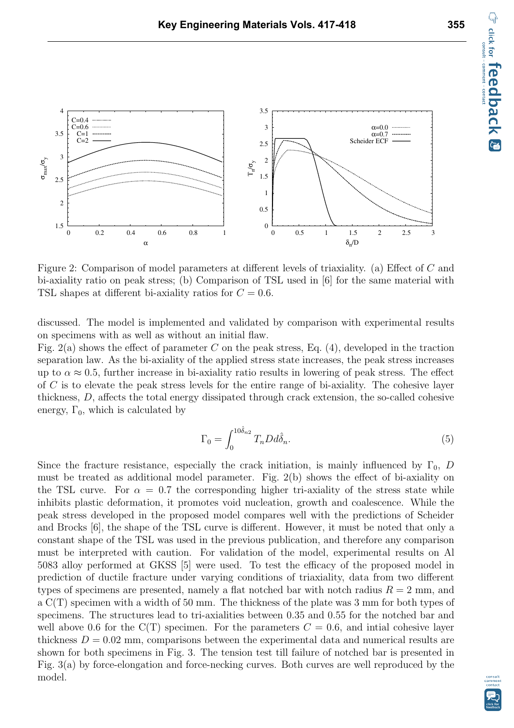Figure 2: Comparison of model parameters at different levels of triaxiality. (a) Effect of $C$ and bi-axiality ratio on peak stress; (b) Comparison of TSL used in [6] for the same material with TSL shapes at different bi-axiality ratios for $C = 0.6$.

discussed. The model is implemented and validated by comparison with experimental results on specimens with as well as without an initial flaw.

Fig. 2(a) shows the effect of parameter $C$ on the peak stress, Eq. (4), developed in the traction separation law. As the bi-axiality of the applied stress state increases, the peak stress increases up to $\alpha \approx 0.5$, further increase in bi-axiality ratio results in lowering of peak stress. The effect of $C$ is to elevate the peak stress levels for the entire range of bi-axiality. The cohesive layer thickness, $D$, affects the total energy dissipated through crack extension, the so-called cohesive energy, $\Gamma_0$, which is calculated by

$$\Gamma_0 = \int_0^{10\hat{\delta}_{n2}} T_n D d\hat{\delta}_n. \tag{5}$$

Since the fracture resistance, especially the crack initiation, is mainly influenced by $\Gamma_0$, $D$ must be treated as additional model parameter. Fig. 2(b) shows the effect of bi-axiality on the TSL curve. For $\alpha = 0.7$ the corresponding higher tri-axiality of the stress state while inhibits plastic deformation, it promotes void nucleation, growth and coalescence. While the peak stress developed in the proposed model compares well with the predictions of Scheider and Brocks [6], the shape of the TSL curve is different. However, it must be noted that only a constant shape of the TSL was used in the previous publication, and therefore any comparison must be interpreted with caution. For validation of the model, experimental results on Al 5083 alloy performed at GKSS [5] were used. To test the efficacy of the proposed model in prediction of ductile fracture under varying conditions of triaxiality, data from two different types of specimens are presented, namely a flat notched bar with notch radius $R = 2$ mm, and a C(T) specimen with a width of 50 mm. The thickness of the plate was 3 mm for both types of specimens. The structures lead to tri-axialities between 0.35 and 0.55 for the notched bar and well above 0.6 for the C(T) specimen. For the parameters $C = 0.6$, and intial cohesive layer thickness $D = 0.02$ mm, comparisons between the experimental data and numerical results are shown for both specimens in Fig. 3. The tension test till failure of notched bar is presented in Fig. 3(a) by force-elongation and force-necking curves. Both curves are well reproduced by the model.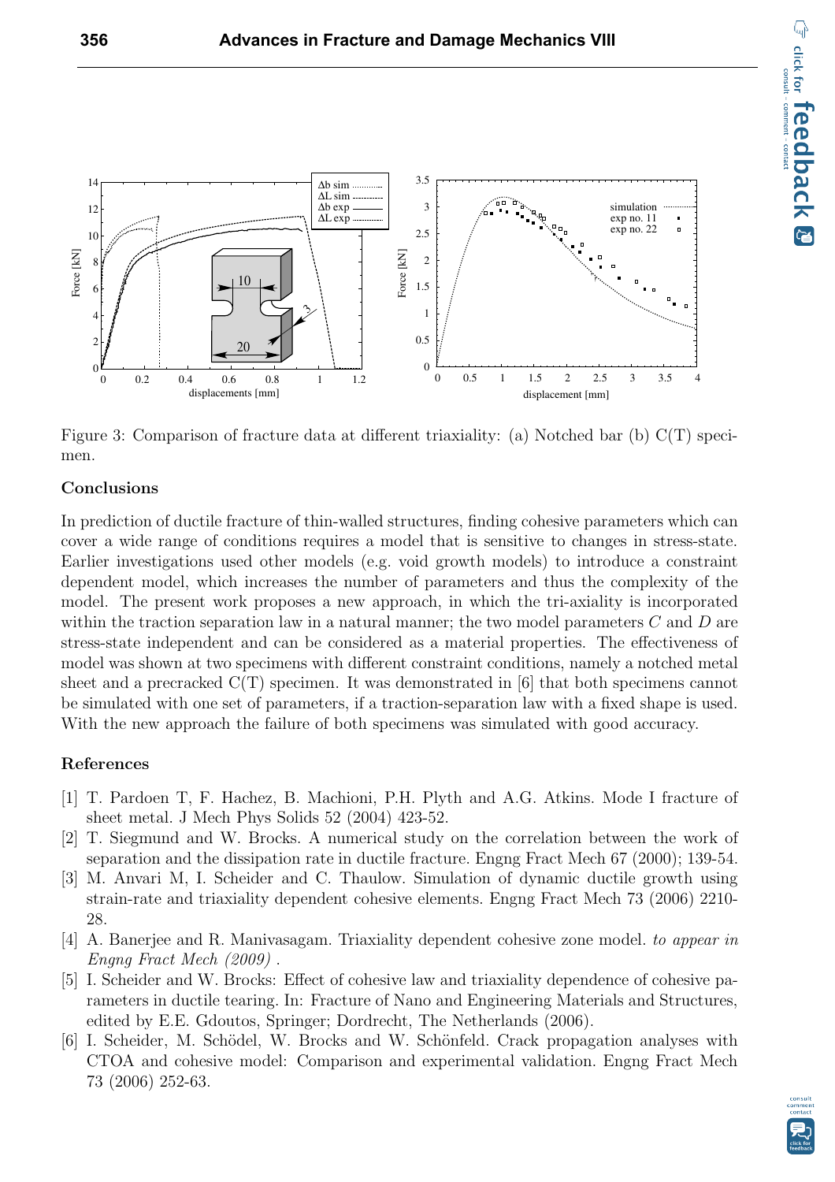Figure 3: Comparison of fracture data at different triaxiality: (a) Notched bar (b) C(T) specimen.

## Conclusions

In prediction of ductile fracture of thin-walled structures, finding cohesive parameters which can cover a wide range of conditions requires a model that is sensitive to changes in stress-state. Earlier investigations used other models (e.g. void growth models) to introduce a constraint dependent model, which increases the number of parameters and thus the complexity of the model. The present work proposes a new approach, in which the tri-axiality is incorporated within the traction separation law in a natural manner; the two model parameters $C$ and $D$ are stress-state independent and can be considered as a material properties. The effectiveness of model was shown at two specimens with different constraint conditions, namely a notched metal sheet and a precracked C(T) specimen. It was demonstrated in [6] that both specimens cannot be simulated with one set of parameters, if a traction-separation law with a fixed shape is used. With the new approach the failure of both specimens was simulated with good accuracy.

## References

[1] T. Pardoen T, F. Hachez, B. Machioni, P.H. Plyth and A.G. Atkins. Mode I fracture of sheet metal. J Mech Phys Solids 52 (2004) 423-52.

[2] T. Siegmund and W. Brocks. A numerical study on the correlation between the work of separation and the dissipation rate in ductile fracture. Engng Fract Mech 67 (2000); 139-54.

[3] M. Anvari M, I. Scheider and C. Thaulow. Simulation of dynamic ductile growth using strain-rate and triaxiality dependent cohesive elements. Engng Fract Mech 73 (2006) 2210-28.

[4] A. Banerjee and R. Manivasagam. Triaxiality dependent cohesive zone model. *to appear in Engng Fract Mech (2009)* .

[5] I. Scheider and W. Brocks: Effect of cohesive law and triaxiality dependence of cohesive parameters in ductile tearing. In: Fracture of Nano and Engineering Materials and Structures, edited by E.E. Gdoutos, Springer; Dordrecht, The Netherlands (2006).

[6] I. Scheider, M. Schödel, W. Brocks and W. Schönfeld. Crack propagation analyses with CTOA and cohesive model: Comparison and experimental validation. Engng Fract Mech 73 (2006) 252-63.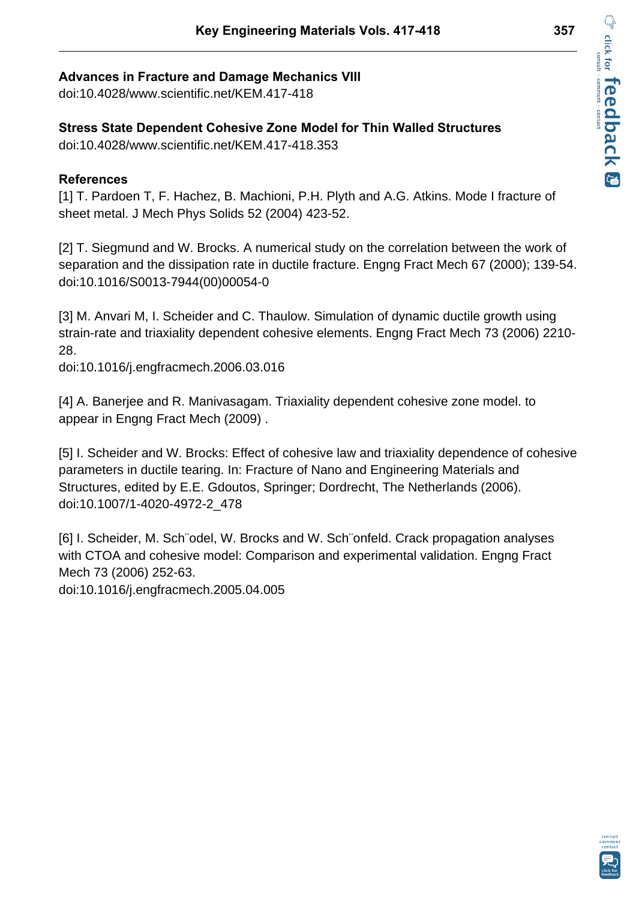**Advances in Fracture and Damage Mechanics VIII**
doi:10.4028/www.scientific.net/KEM.417-418

**Stress State Dependent Cohesive Zone Model for Thin Walled Structures**
doi:10.4028/www.scientific.net/KEM.417-418.353

**References**

[1] T. Pardoen T, F. Hachez, B. Machioni, P.H. Plyth and A.G. Atkins. Mode I fracture of sheet metal. J Mech Phys Solids 52 (2004) 423-52.

[2] T. Siegmund and W. Brocks. A numerical study on the correlation between the work of separation and the dissipation rate in ductile fracture. Engng Fract Mech 67 (2000); 139-54.
doi:10.1016/S0013-7944(00)00054-0

[3] M. Anvari M, I. Scheider and C. Thaulow. Simulation of dynamic ductile growth using strain-rate and triaxiality dependent cohesive elements. Engng Fract Mech 73 (2006) 2210-28.
doi:10.1016/j.engfracmech.2006.03.016

[4] A. Banerjee and R. Manivasagam. Triaxiality dependent cohesive zone model. to appear in Engng Fract Mech (2009) .

[5] I. Scheider and W. Brocks: Effect of cohesive law and triaxiality dependence of cohesive parameters in ductile tearing. In: Fracture of Nano and Engineering Materials and Structures, edited by E.E. Gdoutos, Springer; Dordrecht, The Netherlands (2006).
doi:10.1007/1-4020-4972-2_478

[6] I. Scheider, M. Sch¨odel, W. Brocks and W. Sch¨onfeld. Crack propagation analyses with CTOA and cohesive model: Comparison and experimental validation. Engng Fract Mech 73 (2006) 252-63.
doi:10.1016/j.engfracmech.2005.04.005